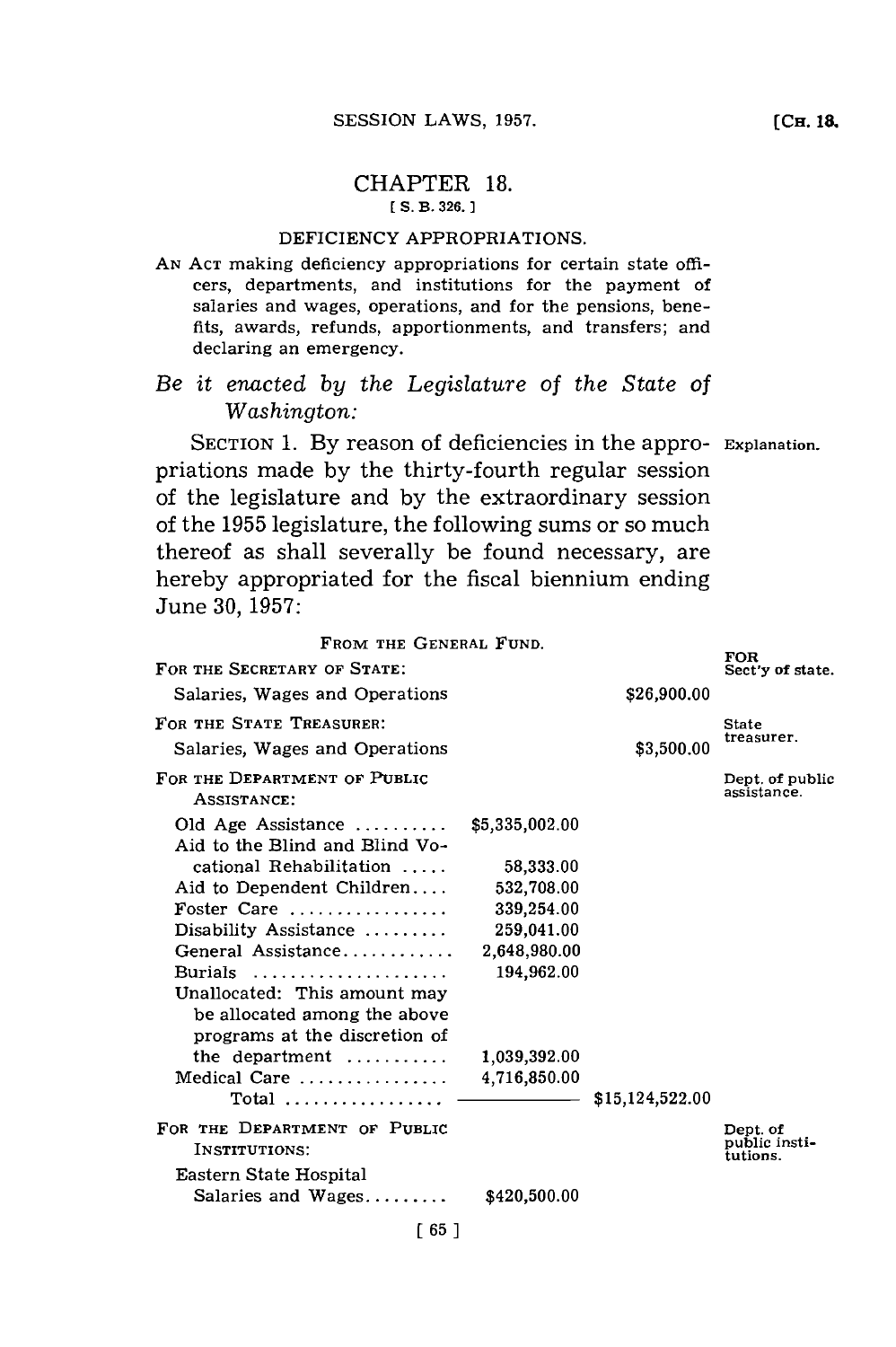# CHAPTER 18.

[S. B. 326.]

## DEFICIENCY APPROPRIATIONS.

AN ACT making deficiency appropriations for certain state officers, departments, and institutions for the payment of salaries and wages, operations, and for the pensions, benefits, awards, refunds, apportionments, and transfers; and declaring an emergency.

*Be it enacted by the Legislature of the State of Washington:*

SECTION 1. By reason of deficiencies in the appropriations made by the thirty-fourth regular session of the legislature and by the extraordinary session of the 1955 legislature, the following sums or so much thereof as shall severally be found necessary, are hereby appropriated for the fiscal biennium ending June 30, 1957: *Explanation.*

FROM THE GENERAL FUND.

| | | | |
|---|---|---|---|
| FOR THE SECRETARY OF STATE: | | | FOR Sect'y of state. |
| Salaries, Wages and Operations | | $26,900.00 | |
| FOR THE STATE TREASURER: | | | State treasurer. |
| Salaries, Wages and Operations | | $3,500.00 | |
| FOR THE DEPARTMENT OF PUBLIC ASSISTANCE: | | | Dept. of public assistance. |
| Old Age Assistance .......... | $5,335,002.00 | | |
| Aid to the Blind and Blind Vocational Rehabilitation ..... | 58,333.00 | | |
| Aid to Dependent Children.... | 532,708.00 | | |
| Foster Care ................. | 339,254.00 | | |
| Disability Assistance ......... | 259,041.00 | | |
| General Assistance............ | 2,648,980.00 | | |
| Burials ..................... | 194,962.00 | | |
| Unallocated: This amount may be allocated among the above programs at the discretion of the department ........... | 1,039,392.00 | | |
| Medical Care ................ | 4,716,850.00 | | |
| Total ................. | | $15,124,522.00 | |
| FOR THE DEPARTMENT OF PUBLIC INSTITUTIONS: | | | Dept. of public institutions. |
| Eastern State Hospital Salaries and Wages......... | $420,500.00 | | |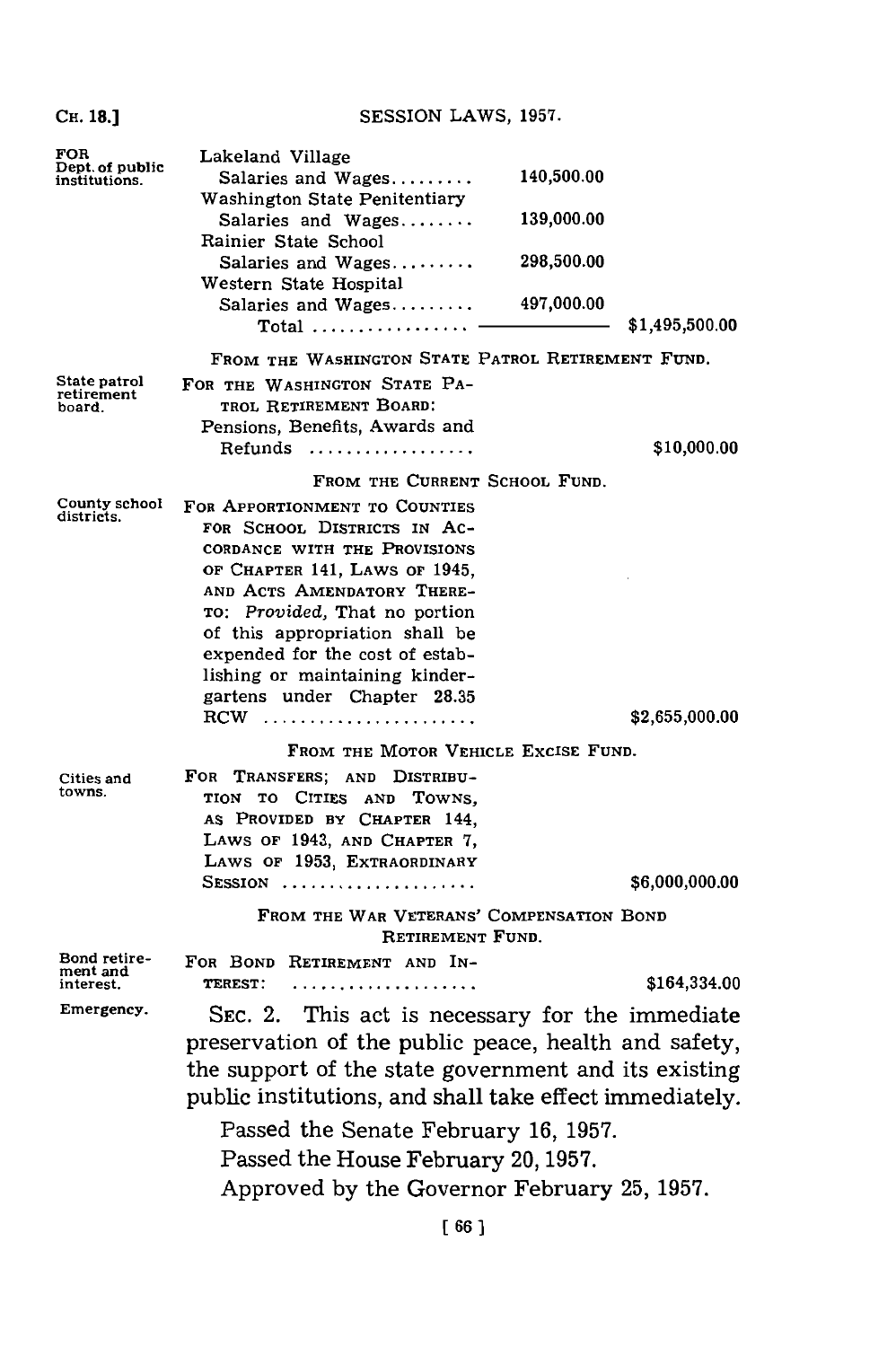| | | | |
|---|---|---|---|
| FOR Dept. of public institutions. | Lakeland Village Salaries and Wages......... | 140,500.00 | |
| | Washington State Penitentiary Salaries and Wages........ | 139,000.00 | |
| | Rainier State School Salaries and Wages......... | 298,500.00 | |
| | Western State Hospital Salaries and Wages......... | 497,000.00 | |
| | Total ................. | | $1,495,500.00 |

FROM THE WASHINGTON STATE PATROL RETIREMENT FUND.

| | | |
|---|---|---|
| State patrol retirement board. | FOR THE WASHINGTON STATE PATROL RETIREMENT BOARD: Pensions, Benefits, Awards and Refunds .................. | $10,000.00 |

FROM THE CURRENT SCHOOL FUND.

| | | |
|---|---|---|
| County school districts. | FOR APPORTIONMENT TO COUNTIES FOR SCHOOL DISTRICTS IN ACCORDANCE WITH THE PROVISIONS OF CHAPTER 141, LAWS OF 1945, AND ACTS AMENDATORY THERETO: *Provided*, That no portion of this appropriation shall be expended for the cost of establishing or maintaining kindergartens under Chapter 28.35 RCW ....................... | $2,655,000.00 |

FROM THE MOTOR VEHICLE EXCISE FUND.

| | | |
|---|---|---|
| Cities and towns. | FOR TRANSFERS; AND DISTRIBUTION TO CITIES AND TOWNS, AS PROVIDED BY CHAPTER 144, LAWS OF 1943, AND CHAPTER 7, LAWS OF 1953, EXTRAORDINARY SESSION ..................... | $6,000,000.00 |

FROM THE WAR VETERANS' COMPENSATION BOND RETIREMENT FUND.

| | | |
|---|---|---|
| Bond retirement and interest. | FOR BOND RETIREMENT AND INTEREST: .................... | $164,334.00 |

Emergency.

SEC. 2. This act is necessary for the immediate preservation of the public peace, health and safety, the support of the state government and its existing public institutions, and shall take effect immediately.

Passed the Senate February 16, 1957.

Passed the House February 20, 1957.

Approved by the Governor February 25, 1957.